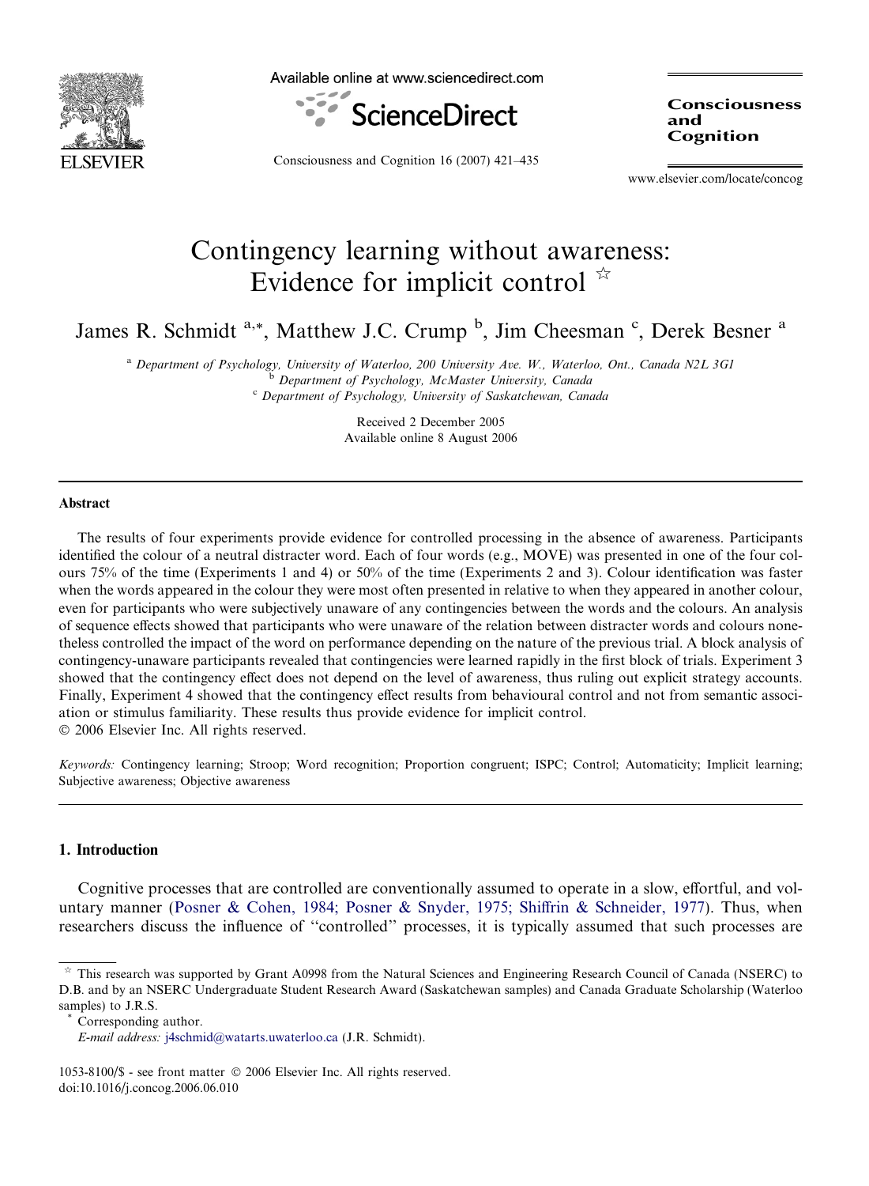# Contingency learning without awareness: Evidence for implicit control ☆

James R. Schmidt [a,*], Matthew J.C. Crump [b], Jim Cheesman [c], Derek Besner [a]

[a] Department of Psychology, University of Waterloo, 200 University Ave. W., Waterloo, Ont., Canada N2L 3G1
[b] Department of Psychology, McMaster University, Canada
[c] Department of Psychology, University of Saskatchewan, Canada

Received 2 December 2005
Available online 8 August 2006

## Abstract

The results of four experiments provide evidence for controlled processing in the absence of awareness. Participants identified the colour of a neutral distracter word. Each of four words (e.g., MOVE) was presented in one of the four colours 75% of the time (Experiments 1 and 4) or 50% of the time (Experiments 2 and 3). Colour identification was faster when the words appeared in the colour they were most often presented in relative to when they appeared in another colour, even for participants who were subjectively unaware of any contingencies between the words and the colours. An analysis of sequence effects showed that participants who were unaware of the relation between distracter words and colours nonetheless controlled the impact of the word on performance depending on the nature of the previous trial. A block analysis of contingency-unaware participants revealed that contingencies were learned rapidly in the first block of trials. Experiment 3 showed that the contingency effect does not depend on the level of awareness, thus ruling out explicit strategy accounts. Finally, Experiment 4 showed that the contingency effect results from behavioural control and not from semantic association or stimulus familiarity. These results thus provide evidence for implicit control.
© 2006 Elsevier Inc. All rights reserved.

*Keywords:* Contingency learning; Stroop; Word recognition; Proportion congruent; ISPC; Control; Automaticity; Implicit learning; Subjective awareness; Objective awareness

## 1. Introduction

Cognitive processes that are controlled are conventionally assumed to operate in a slow, effortful, and voluntary manner (Posner & Cohen, 1984; Posner & Snyder, 1975; Shiffrin & Schneider, 1977). Thus, when researchers discuss the influence of ''controlled'' processes, it is typically assumed that such processes are

☆ This research was supported by Grant A0998 from the Natural Sciences and Engineering Research Council of Canada (NSERC) to D.B. and by an NSERC Undergraduate Student Research Award (Saskatchewan samples) and Canada Graduate Scholarship (Waterloo samples) to J.R.S.

\* Corresponding author.
*E-mail address:* j4schmid@watarts.uwaterloo.ca (J.R. Schmidt).

1053-8100/$ - see front matter © 2006 Elsevier Inc. All rights reserved.
doi:10.1016/j.concog.2006.06.010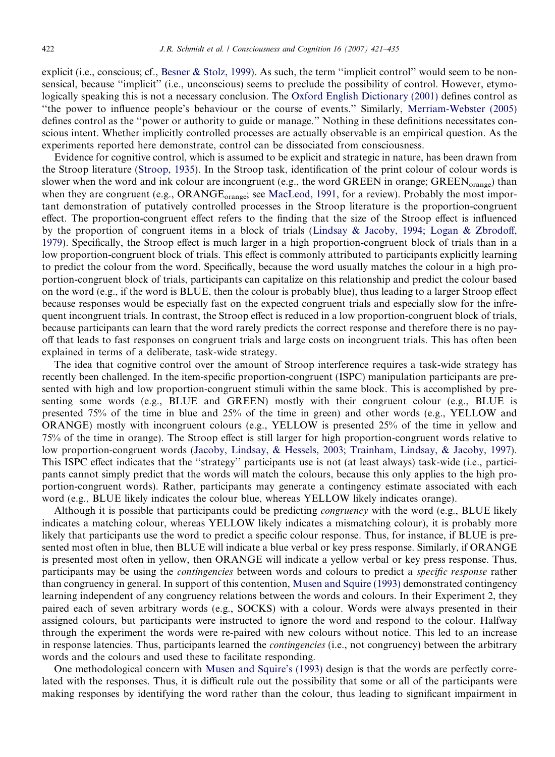explicit (i.e., conscious; cf., Besner & Stolz, 1999). As such, the term ''implicit control'' would seem to be nonsensical, because ''implicit'' (i.e., unconscious) seems to preclude the possibility of control. However, etymologically speaking this is not a necessary conclusion. The Oxford English Dictionary (2001) defines control as ''the power to influence people's behaviour or the course of events.'' Similarly, Merriam-Webster (2005) defines control as the ''power or authority to guide or manage.'' Nothing in these definitions necessitates conscious intent. Whether implicitly controlled processes are actually observable is an empirical question. As the experiments reported here demonstrate, control can be dissociated from consciousness.

Evidence for cognitive control, which is assumed to be explicit and strategic in nature, has been drawn from the Stroop literature (Stroop, 1935). In the Stroop task, identification of the print colour of colour words is slower when the word and ink colour are incongruent (e.g., the word GREEN in orange; $\text{GREEN}_{\text{orange}}$) than when they are congruent (e.g., $\text{ORANGE}_{\text{orange}}$; see MacLeod, 1991, for a review). Probably the most important demonstration of putatively controlled processes in the Stroop literature is the proportion-congruent effect. The proportion-congruent effect refers to the finding that the size of the Stroop effect is influenced by the proportion of congruent items in a block of trials (Lindsay & Jacoby, 1994; Logan & Zbrodoff, 1979). Specifically, the Stroop effect is much larger in a high proportion-congruent block of trials than in a low proportion-congruent block of trials. This effect is commonly attributed to participants explicitly learning to predict the colour from the word. Specifically, because the word usually matches the colour in a high proportion-congruent block of trials, participants can capitalize on this relationship and predict the colour based on the word (e.g., if the word is BLUE, then the colour is probably blue), thus leading to a larger Stroop effect because responses would be especially fast on the expected congruent trials and especially slow for the infrequent incongruent trials. In contrast, the Stroop effect is reduced in a low proportion-congruent block of trials, because participants can learn that the word rarely predicts the correct response and therefore there is no payoff that leads to fast responses on congruent trials and large costs on incongruent trials. This has often been explained in terms of a deliberate, task-wide strategy.

The idea that cognitive control over the amount of Stroop interference requires a task-wide strategy has recently been challenged. In the item-specific proportion-congruent (ISPC) manipulation participants are presented with high and low proportion-congruent stimuli within the same block. This is accomplished by presenting some words (e.g., BLUE and GREEN) mostly with their congruent colour (e.g., BLUE is presented 75% of the time in blue and 25% of the time in green) and other words (e.g., YELLOW and ORANGE) mostly with incongruent colours (e.g., YELLOW is presented 25% of the time in yellow and 75% of the time in orange). The Stroop effect is still larger for high proportion-congruent words relative to low proportion-congruent words (Jacoby, Lindsay, & Hessels, 2003; Trainham, Lindsay, & Jacoby, 1997). This ISPC effect indicates that the ''strategy'' participants use is not (at least always) task-wide (i.e., participants cannot simply predict that the words will match the colours, because this only applies to the high proportion-congruent words). Rather, participants may generate a contingency estimate associated with each word (e.g., BLUE likely indicates the colour blue, whereas YELLOW likely indicates orange).

Although it is possible that participants could be predicting *congruency* with the word (e.g., BLUE likely indicates a matching colour, whereas YELLOW likely indicates a mismatching colour), it is probably more likely that participants use the word to predict a specific colour response. Thus, for instance, if BLUE is presented most often in blue, then BLUE will indicate a blue verbal or key press response. Similarly, if ORANGE is presented most often in yellow, then ORANGE will indicate a yellow verbal or key press response. Thus, participants may be using the *contingencies* between words and colours to predict a *specific response* rather than congruency in general. In support of this contention, Musen and Squire (1993) demonstrated contingency learning independent of any congruency relations between the words and colours. In their Experiment 2, they paired each of seven arbitrary words (e.g., SOCKS) with a colour. Words were always presented in their assigned colours, but participants were instructed to ignore the word and respond to the colour. Halfway through the experiment the words were re-paired with new colours without notice. This led to an increase in response latencies. Thus, participants learned the *contingencies* (i.e., not congruency) between the arbitrary words and the colours and used these to facilitate responding.

One methodological concern with Musen and Squire's (1993) design is that the words are perfectly correlated with the responses. Thus, it is difficult rule out the possibility that some or all of the participants were making responses by identifying the word rather than the colour, thus leading to significant impairment in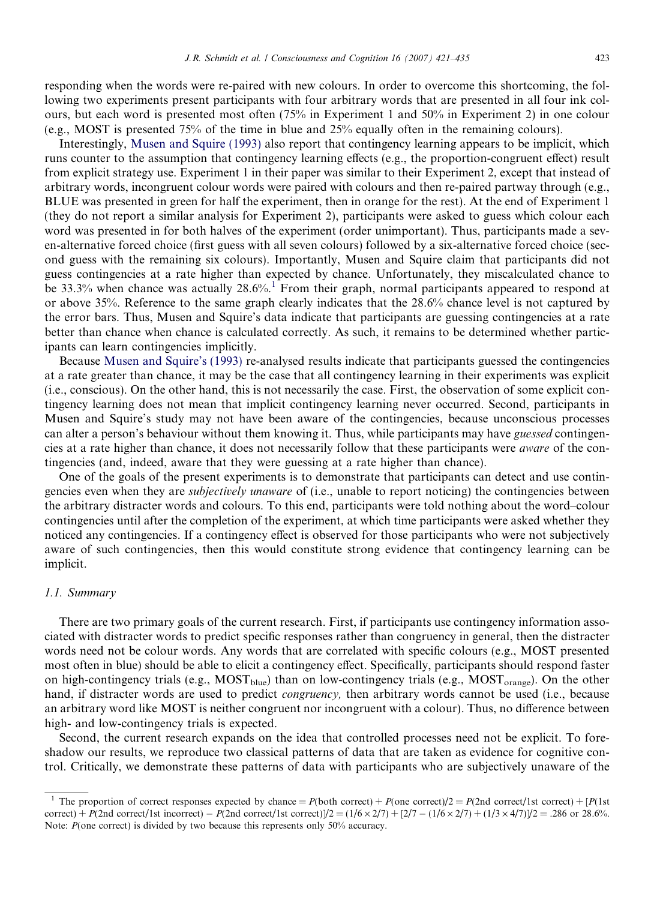responding when the words were re-paired with new colours. In order to overcome this shortcoming, the following two experiments present participants with four arbitrary words that are presented in all four ink colours, but each word is presented most often (75% in Experiment 1 and 50% in Experiment 2) in one colour (e.g., MOST is presented 75% of the time in blue and 25% equally often in the remaining colours).

Interestingly, Musen and Squire (1993) also report that contingency learning appears to be implicit, which runs counter to the assumption that contingency learning effects (e.g., the proportion-congruent effect) result from explicit strategy use. Experiment 1 in their paper was similar to their Experiment 2, except that instead of arbitrary words, incongruent colour words were paired with colours and then re-paired partway through (e.g., BLUE was presented in green for half the experiment, then in orange for the rest). At the end of Experiment 1 (they do not report a similar analysis for Experiment 2), participants were asked to guess which colour each word was presented in for both halves of the experiment (order unimportant). Thus, participants made a seven-alternative forced choice (first guess with all seven colours) followed by a six-alternative forced choice (second guess with the remaining six colours). Importantly, Musen and Squire claim that participants did not guess contingencies at a rate higher than expected by chance. Unfortunately, they miscalculated chance to be 33.3% when chance was actually 28.6%.[1] From their graph, normal participants appeared to respond at or above 35%. Reference to the same graph clearly indicates that the 28.6% chance level is not captured by the error bars. Thus, Musen and Squire's data indicate that participants are guessing contingencies at a rate better than chance when chance is calculated correctly. As such, it remains to be determined whether participants can learn contingencies implicitly.

Because Musen and Squire's (1993) re-analysed results indicate that participants guessed the contingencies at a rate greater than chance, it may be the case that all contingency learning in their experiments was explicit (i.e., conscious). On the other hand, this is not necessarily the case. First, the observation of some explicit contingency learning does not mean that implicit contingency learning never occurred. Second, participants in Musen and Squire's study may not have been aware of the contingencies, because unconscious processes can alter a person's behaviour without them knowing it. Thus, while participants may have *guessed* contingencies at a rate higher than chance, it does not necessarily follow that these participants were *aware* of the contingencies (and, indeed, aware that they were guessing at a rate higher than chance).

One of the goals of the present experiments is to demonstrate that participants can detect and use contingencies even when they are *subjectively unaware* of (i.e., unable to report noticing) the contingencies between the arbitrary distracter words and colours. To this end, participants were told nothing about the word–colour contingencies until after the completion of the experiment, at which time participants were asked whether they noticed any contingencies. If a contingency effect is observed for those participants who were not subjectively aware of such contingencies, then this would constitute strong evidence that contingency learning can be implicit.

### 1.1. Summary

There are two primary goals of the current research. First, if participants use contingency information associated with distracter words to predict specific responses rather than congruency in general, then the distracter words need not be colour words. Any words that are correlated with specific colours (e.g., MOST presented most often in blue) should be able to elicit a contingency effect. Specifically, participants should respond faster on high-contingency trials (e.g., $\text{MOST}_{\text{blue}}$) than on low-contingency trials (e.g., $\text{MOST}_{\text{orange}}$). On the other hand, if distracter words are used to predict *congruency,* then arbitrary words cannot be used (i.e., because an arbitrary word like MOST is neither congruent nor incongruent with a colour). Thus, no difference between high- and low-contingency trials is expected.

Second, the current research expands on the idea that controlled processes need not be explicit. To foreshadow our results, we reproduce two classical patterns of data that are taken as evidence for cognitive control. Critically, we demonstrate these patterns of data with participants who are subjectively unaware of the

---

[1] The proportion of correct responses expected by chance = $P(\text{both correct}) + P(\text{one correct})/2 = P(\text{2nd correct/1st correct}) + [P(\text{1st correct}) + P(\text{2nd correct/1st incorrect}) - P(\text{2nd correct/1st correct})]/2 = (1/6 \times 2/7) + [2/7 - (1/6 \times 2/7) + (1/3 \times 4/7)]/2 = .286$ or 28.6%. Note: $P(\text{one correct})$ is divided by two because this represents only 50% accuracy.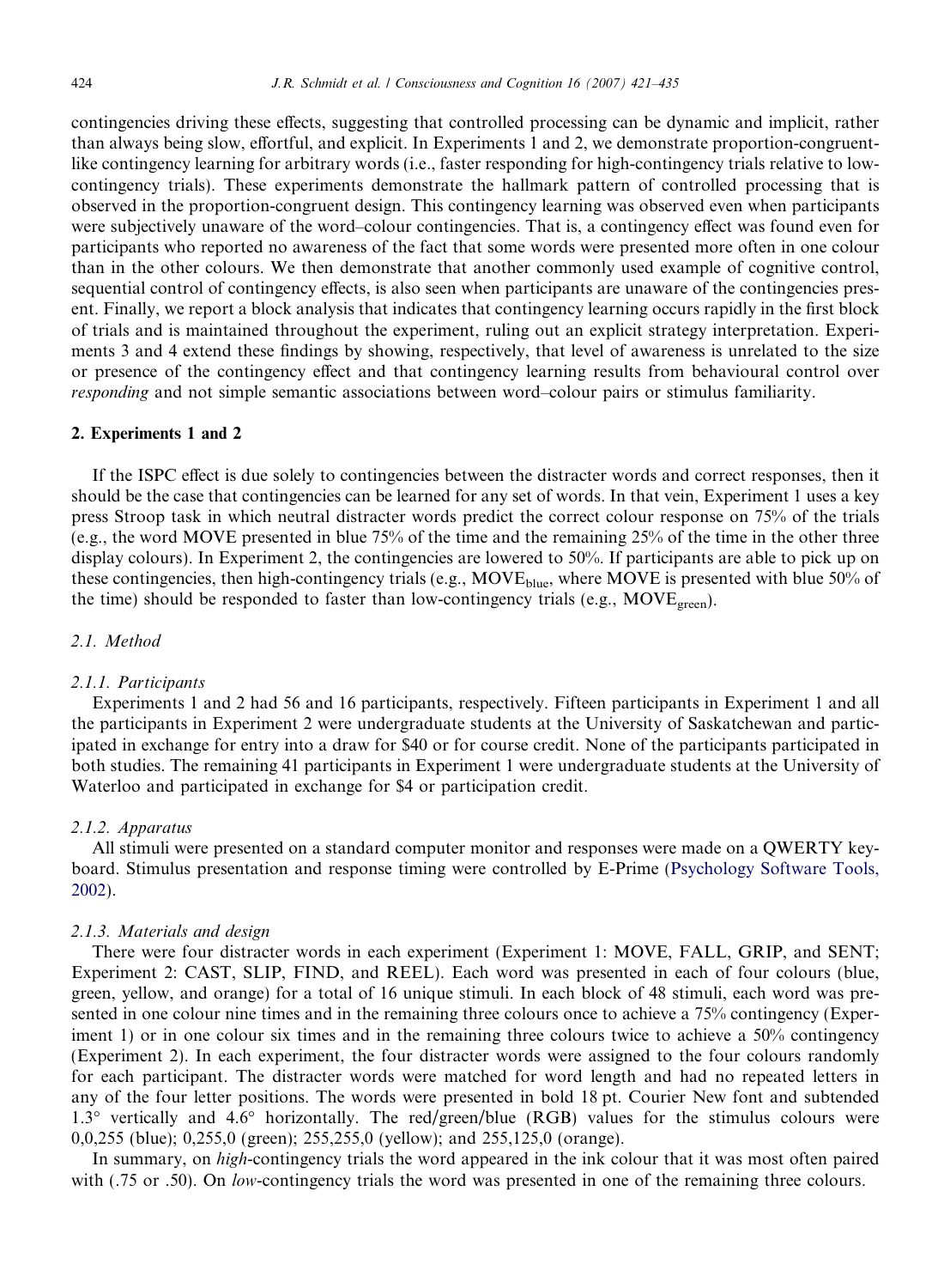contingencies driving these effects, suggesting that controlled processing can be dynamic and implicit, rather than always being slow, effortful, and explicit. In Experiments 1 and 2, we demonstrate proportion-congruent-like contingency learning for arbitrary words (i.e., faster responding for high-contingency trials relative to low-contingency trials). These experiments demonstrate the hallmark pattern of controlled processing that is observed in the proportion-congruent design. This contingency learning was observed even when participants were subjectively unaware of the word–colour contingencies. That is, a contingency effect was found even for participants who reported no awareness of the fact that some words were presented more often in one colour than in the other colours. We then demonstrate that another commonly used example of cognitive control, sequential control of contingency effects, is also seen when participants are unaware of the contingencies present. Finally, we report a block analysis that indicates that contingency learning occurs rapidly in the first block of trials and is maintained throughout the experiment, ruling out an explicit strategy interpretation. Experiments 3 and 4 extend these findings by showing, respectively, that level of awareness is unrelated to the size or presence of the contingency effect and that contingency learning results from behavioural control over *responding* and not simple semantic associations between word–colour pairs or stimulus familiarity.

## 2. Experiments 1 and 2

If the ISPC effect is due solely to contingencies between the distracter words and correct responses, then it should be the case that contingencies can be learned for any set of words. In that vein, Experiment 1 uses a key press Stroop task in which neutral distracter words predict the correct colour response on 75% of the trials (e.g., the word MOVE presented in blue 75% of the time and the remaining 25% of the time in the other three display colours). In Experiment 2, the contingencies are lowered to 50%. If participants are able to pick up on these contingencies, then high-contingency trials (e.g., $\text{MOVE}_{\text{blue}}$, where MOVE is presented with blue 50% of the time) should be responded to faster than low-contingency trials (e.g., $\text{MOVE}_{\text{green}}$).

### 2.1. Method

#### 2.1.1. Participants

Experiments 1 and 2 had 56 and 16 participants, respectively. Fifteen participants in Experiment 1 and all the participants in Experiment 2 were undergraduate students at the University of Saskatchewan and participated in exchange for entry into a draw for $40 or for course credit. None of the participants participated in both studies. The remaining 41 participants in Experiment 1 were undergraduate students at the University of Waterloo and participated in exchange for $4 or participation credit.

#### 2.1.2. Apparatus

All stimuli were presented on a standard computer monitor and responses were made on a QWERTY keyboard. Stimulus presentation and response timing were controlled by E-Prime (Psychology Software Tools, 2002).

#### 2.1.3. Materials and design

There were four distracter words in each experiment (Experiment 1: MOVE, FALL, GRIP, and SENT; Experiment 2: CAST, SLIP, FIND, and REEL). Each word was presented in each of four colours (blue, green, yellow, and orange) for a total of 16 unique stimuli. In each block of 48 stimuli, each word was presented in one colour nine times and in the remaining three colours once to achieve a 75% contingency (Experiment 1) or in one colour six times and in the remaining three colours twice to achieve a 50% contingency (Experiment 2). In each experiment, the four distracter words were assigned to the four colours randomly for each participant. The distracter words were matched for word length and had no repeated letters in any of the four letter positions. The words were presented in bold 18 pt. Courier New font and subtended 1.3° vertically and 4.6° horizontally. The red/green/blue (RGB) values for the stimulus colours were 0,0,255 (blue); 0,255,0 (green); 255,255,0 (yellow); and 255,125,0 (orange).

In summary, on *high*-contingency trials the word appeared in the ink colour that it was most often paired with (.75 or .50). On *low*-contingency trials the word was presented in one of the remaining three colours.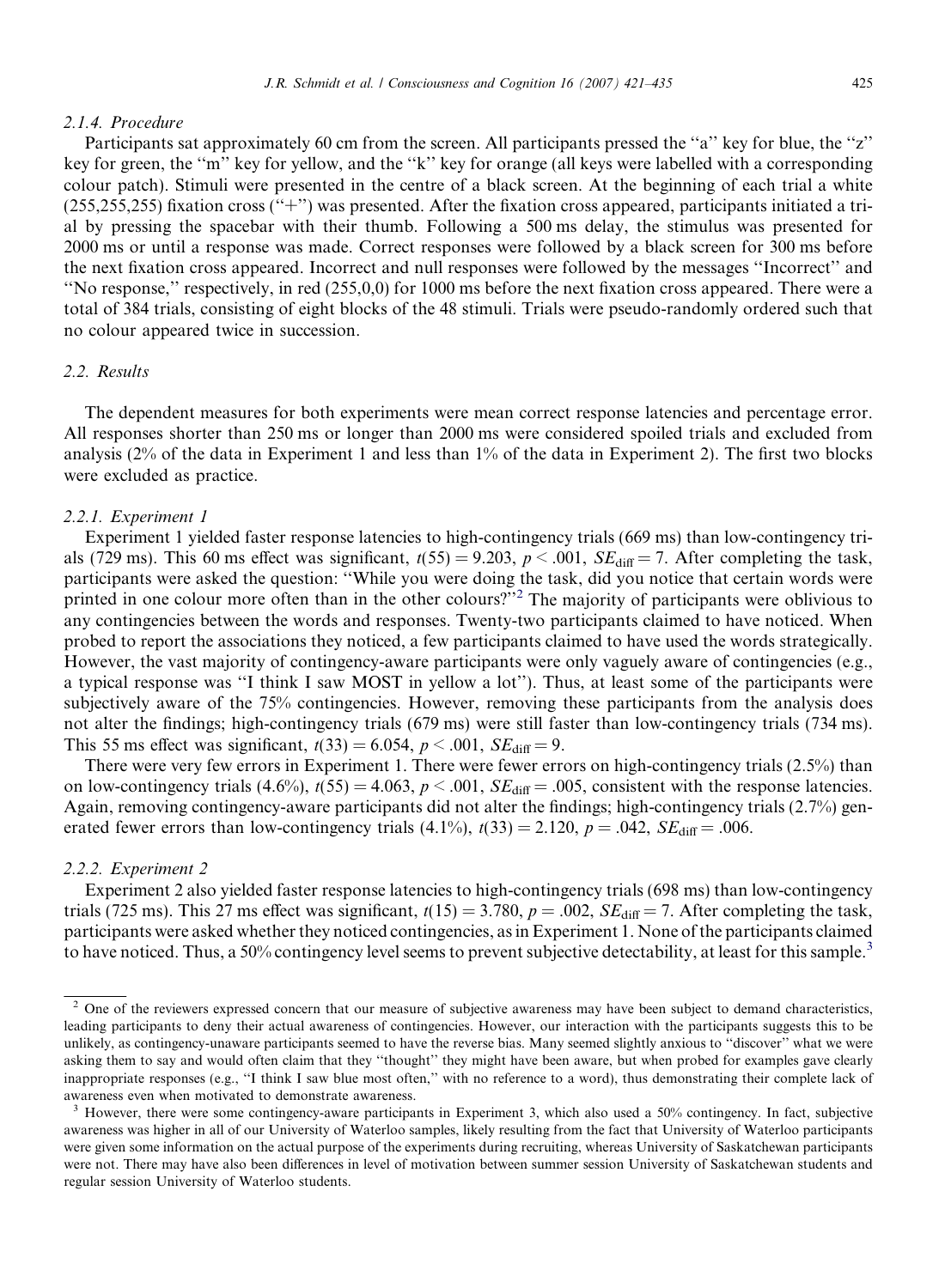#### 2.1.4. Procedure

Participants sat approximately 60 cm from the screen. All participants pressed the "a" key for blue, the "z" key for green, the "m" key for yellow, and the "k" key for orange (all keys were labelled with a corresponding colour patch). Stimuli were presented in the centre of a black screen. At the beginning of each trial a white (255,255,255) fixation cross ("+") was presented. After the fixation cross appeared, participants initiated a trial by pressing the spacebar with their thumb. Following a 500 ms delay, the stimulus was presented for 2000 ms or until a response was made. Correct responses were followed by a black screen for 300 ms before the next fixation cross appeared. Incorrect and null responses were followed by the messages "Incorrect" and "No response," respectively, in red (255,0,0) for 1000 ms before the next fixation cross appeared. There were a total of 384 trials, consisting of eight blocks of the 48 stimuli. Trials were pseudo-randomly ordered such that no colour appeared twice in succession.

### 2.2. Results

The dependent measures for both experiments were mean correct response latencies and percentage error. All responses shorter than 250 ms or longer than 2000 ms were considered spoiled trials and excluded from analysis (2% of the data in Experiment 1 and less than 1% of the data in Experiment 2). The first two blocks were excluded as practice.

#### 2.2.1. Experiment 1

Experiment 1 yielded faster response latencies to high-contingency trials (669 ms) than low-contingency trials (729 ms). This 60 ms effect was significant, $t(55) = 9.203$, $p < .001$, $SE_{\text{diff}} = 7$. After completing the task, participants were asked the question: "While you were doing the task, did you notice that certain words were printed in one colour more often than in the other colours?"[2] The majority of participants were oblivious to any contingencies between the words and responses. Twenty-two participants claimed to have noticed. When probed to report the associations they noticed, a few participants claimed to have used the words strategically. However, the vast majority of contingency-aware participants were only vaguely aware of contingencies (e.g., a typical response was "I think I saw MOST in yellow a lot"). Thus, at least some of the participants were subjectively aware of the 75% contingencies. However, removing these participants from the analysis does not alter the findings; high-contingency trials (679 ms) were still faster than low-contingency trials (734 ms). This 55 ms effect was significant, $t(33) = 6.054$, $p < .001$, $SE_{\text{diff}} = 9$.

There were very few errors in Experiment 1. There were fewer errors on high-contingency trials (2.5%) than on low-contingency trials (4.6%), $t(55) = 4.063$, $p < .001$, $SE_{\text{diff}} = .005$, consistent with the response latencies. Again, removing contingency-aware participants did not alter the findings; high-contingency trials (2.7%) generated fewer errors than low-contingency trials (4.1%), $t(33) = 2.120$, $p = .042$, $SE_{\text{diff}} = .006$.

#### 2.2.2. Experiment 2

Experiment 2 also yielded faster response latencies to high-contingency trials (698 ms) than low-contingency trials (725 ms). This 27 ms effect was significant, $t(15) = 3.780$, $p = .002$, $SE_{\text{diff}} = 7$. After completing the task, participants were asked whether they noticed contingencies, as in Experiment 1. None of the participants claimed to have noticed. Thus, a 50% contingency level seems to prevent subjective detectability, at least for this sample.[3]

---

[2] One of the reviewers expressed concern that our measure of subjective awareness may have been subject to demand characteristics, leading participants to deny their actual awareness of contingencies. However, our interaction with the participants suggests this to be unlikely, as contingency-unaware participants seemed to have the reverse bias. Many seemed slightly anxious to "discover" what we were asking them to say and would often claim that they "thought" they might have been aware, but when probed for examples gave clearly inappropriate responses (e.g., "I think I saw blue most often," with no reference to a word), thus demonstrating their complete lack of awareness even when motivated to demonstrate awareness.

[3] However, there were some contingency-aware participants in Experiment 3, which also used a 50% contingency. In fact, subjective awareness was higher in all of our University of Waterloo samples, likely resulting from the fact that University of Waterloo participants were given some information on the actual purpose of the experiments during recruiting, whereas University of Saskatchewan participants were not. There may have also been differences in level of motivation between summer session University of Saskatchewan students and regular session University of Waterloo students.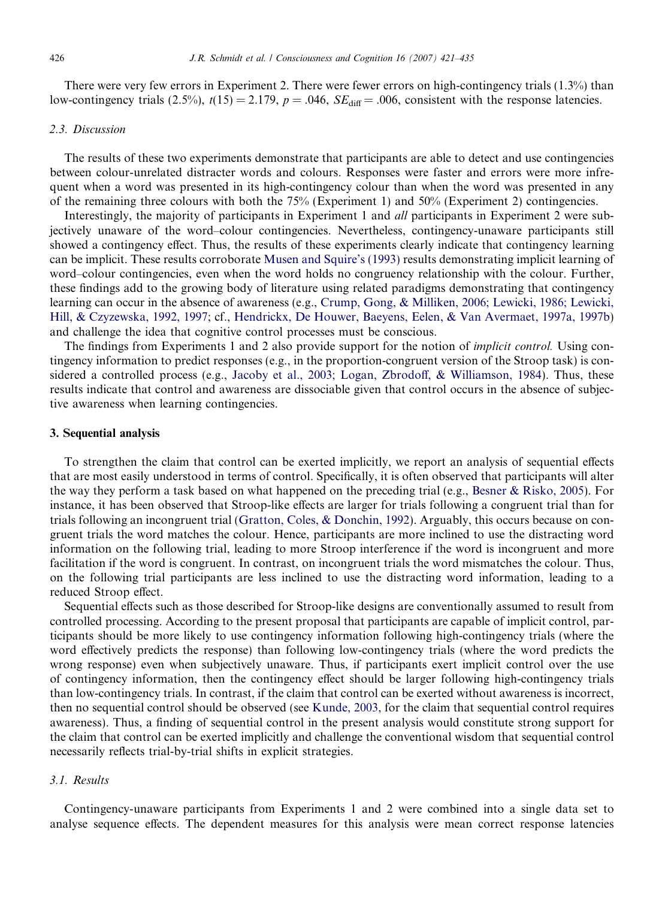There were very few errors in Experiment 2. There were fewer errors on high-contingency trials (1.3%) than low-contingency trials (2.5%), $t(15) = 2.179$, $p = .046$, $SE_{\text{diff}} = .006$, consistent with the response latencies.

### 2.3. Discussion

The results of these two experiments demonstrate that participants are able to detect and use contingencies between colour-unrelated distracter words and colours. Responses were faster and errors were more infrequent when a word was presented in its high-contingency colour than when the word was presented in any of the remaining three colours with both the 75% (Experiment 1) and 50% (Experiment 2) contingencies.

Interestingly, the majority of participants in Experiment 1 and *all* participants in Experiment 2 were subjectively unaware of the word–colour contingencies. Nevertheless, contingency-unaware participants still showed a contingency effect. Thus, the results of these experiments clearly indicate that contingency learning can be implicit. These results corroborate Musen and Squire's (1993) results demonstrating implicit learning of word–colour contingencies, even when the word holds no congruency relationship with the colour. Further, these findings add to the growing body of literature using related paradigms demonstrating that contingency learning can occur in the absence of awareness (e.g., Crump, Gong, & Milliken, 2006; Lewicki, 1986; Lewicki, Hill, & Czyzewska, 1992, 1997; cf., Hendrickx, De Houwer, Baeyens, Eelen, & Van Avermaet, 1997a, 1997b) and challenge the idea that cognitive control processes must be conscious.

The findings from Experiments 1 and 2 also provide support for the notion of *implicit control.* Using contingency information to predict responses (e.g., in the proportion-congruent version of the Stroop task) is considered a controlled process (e.g., Jacoby et al., 2003; Logan, Zbrodoff, & Williamson, 1984). Thus, these results indicate that control and awareness are dissociable given that control occurs in the absence of subjective awareness when learning contingencies.

## 3. Sequential analysis

To strengthen the claim that control can be exerted implicitly, we report an analysis of sequential effects that are most easily understood in terms of control. Specifically, it is often observed that participants will alter the way they perform a task based on what happened on the preceding trial (e.g., Besner & Risko, 2005). For instance, it has been observed that Stroop-like effects are larger for trials following a congruent trial than for trials following an incongruent trial (Gratton, Coles, & Donchin, 1992). Arguably, this occurs because on congruent trials the word matches the colour. Hence, participants are more inclined to use the distracting word information on the following trial, leading to more Stroop interference if the word is incongruent and more facilitation if the word is congruent. In contrast, on incongruent trials the word mismatches the colour. Thus, on the following trial participants are less inclined to use the distracting word information, leading to a reduced Stroop effect.

Sequential effects such as those described for Stroop-like designs are conventionally assumed to result from controlled processing. According to the present proposal that participants are capable of implicit control, participants should be more likely to use contingency information following high-contingency trials (where the word effectively predicts the response) than following low-contingency trials (where the word predicts the wrong response) even when subjectively unaware. Thus, if participants exert implicit control over the use of contingency information, then the contingency effect should be larger following high-contingency trials than low-contingency trials. In contrast, if the claim that control can be exerted without awareness is incorrect, then no sequential control should be observed (see Kunde, 2003, for the claim that sequential control requires awareness). Thus, a finding of sequential control in the present analysis would constitute strong support for the claim that control can be exerted implicitly and challenge the conventional wisdom that sequential control necessarily reflects trial-by-trial shifts in explicit strategies.

### 3.1. Results

Contingency-unaware participants from Experiments 1 and 2 were combined into a single data set to analyse sequence effects. The dependent measures for this analysis were mean correct response latencies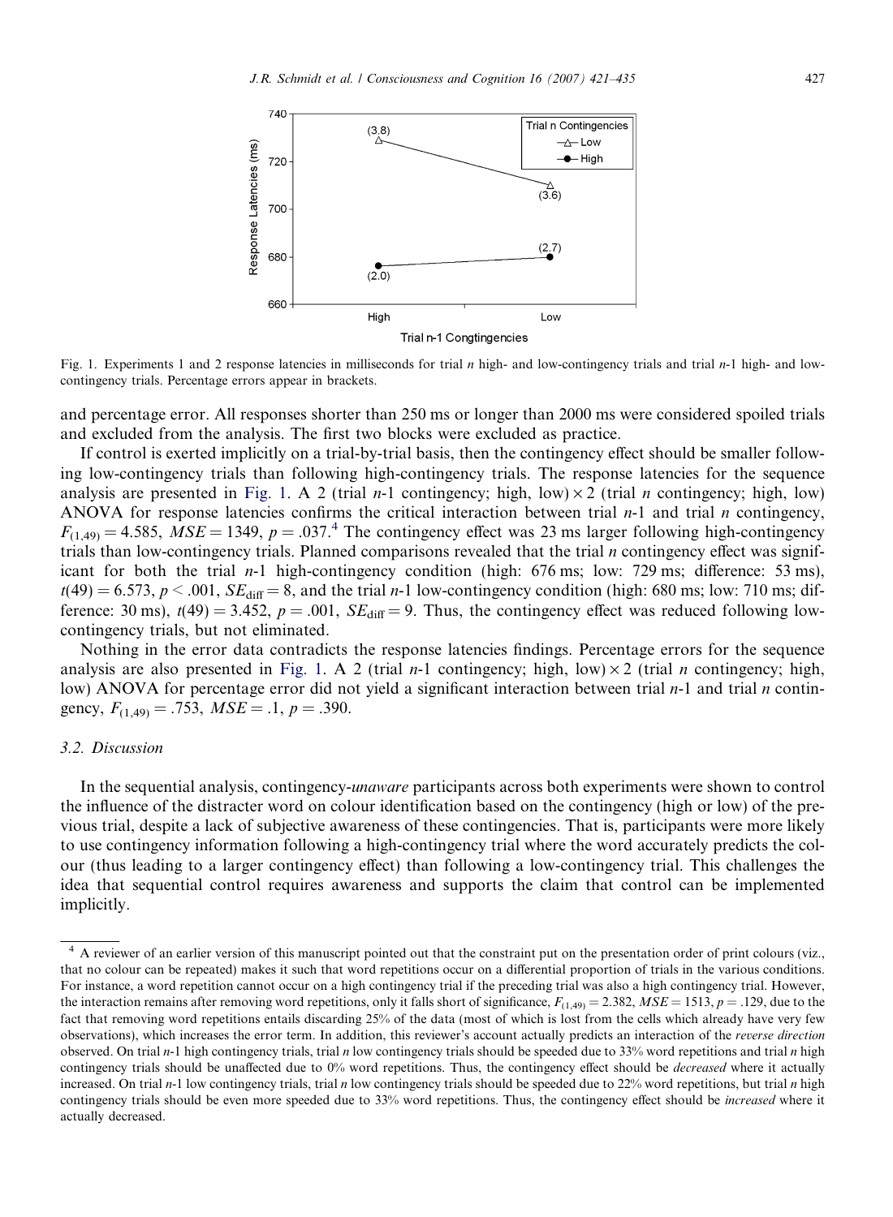Fig. 1. Experiments 1 and 2 response latencies in milliseconds for trial *n* high- and low-contingency trials and trial *n*-1 high- and low-contingency trials. Percentage errors appear in brackets.

and percentage error. All responses shorter than 250 ms or longer than 2000 ms were considered spoiled trials and excluded from the analysis. The first two blocks were excluded as practice.

If control is exerted implicitly on a trial-by-trial basis, then the contingency effect should be smaller following low-contingency trials than following high-contingency trials. The response latencies for the sequence analysis are presented in Fig. 1. A 2 (trial *n*-1 contingency; high, low) × 2 (trial *n* contingency; high, low) ANOVA for response latencies confirms the critical interaction between trial *n*-1 and trial *n* contingency, $F_{(1,49)} = 4.585$, $MSE = 1349$, $p = .037$.[4] The contingency effect was 23 ms larger following high-contingency trials than low-contingency trials. Planned comparisons revealed that the trial *n* contingency effect was significant for both the trial *n*-1 high-contingency condition (high: 676 ms; low: 729 ms; difference: 53 ms), $t(49) = 6.573$, $p < .001$, $SE_{diff} = 8$, and the trial *n*-1 low-contingency condition (high: 680 ms; low: 710 ms; difference: 30 ms), $t(49) = 3.452$, $p = .001$, $SE_{diff} = 9$. Thus, the contingency effect was reduced following low-contingency trials, but not eliminated.

Nothing in the error data contradicts the response latencies findings. Percentage errors for the sequence analysis are also presented in Fig. 1. A 2 (trial *n*-1 contingency; high, low) × 2 (trial *n* contingency; high, low) ANOVA for percentage error did not yield a significant interaction between trial *n*-1 and trial *n* contingency, $F_{(1,49)} = .753$, $MSE = .1$, $p = .390$.

### 3.2. Discussion

In the sequential analysis, contingency-*unaware* participants across both experiments were shown to control the influence of the distracter word on colour identification based on the contingency (high or low) of the previous trial, despite a lack of subjective awareness of these contingencies. That is, participants were more likely to use contingency information following a high-contingency trial where the word accurately predicts the colour (thus leading to a larger contingency effect) than following a low-contingency trial. This challenges the idea that sequential control requires awareness and supports the claim that control can be implemented implicitly.

---

[4] A reviewer of an earlier version of this manuscript pointed out that the constraint put on the presentation order of print colours (viz., that no colour can be repeated) makes it such that word repetitions occur on a differential proportion of trials in the various conditions. For instance, a word repetition cannot occur on a high contingency trial if the preceding trial was also a high contingency trial. However, the interaction remains after removing word repetitions, only it falls short of significance, $F_{(1,49)} = 2.382$, $MSE = 1513$, $p = .129$, due to the fact that removing word repetitions entails discarding 25% of the data (most of which is lost from the cells which already have very few observations), which increases the error term. In addition, this reviewer's account actually predicts an interaction of the *reverse direction* observed. On trial *n*-1 high contingency trials, trial *n* low contingency trials should be speeded due to 33% word repetitions and trial *n* high contingency trials should be unaffected due to 0% word repetitions. Thus, the contingency effect should be *decreased* where it actually increased. On trial *n*-1 low contingency trials, trial *n* low contingency trials should be speeded due to 22% word repetitions, but trial *n* high contingency trials should be even more speeded due to 33% word repetitions. Thus, the contingency effect should be *increased* where it actually decreased.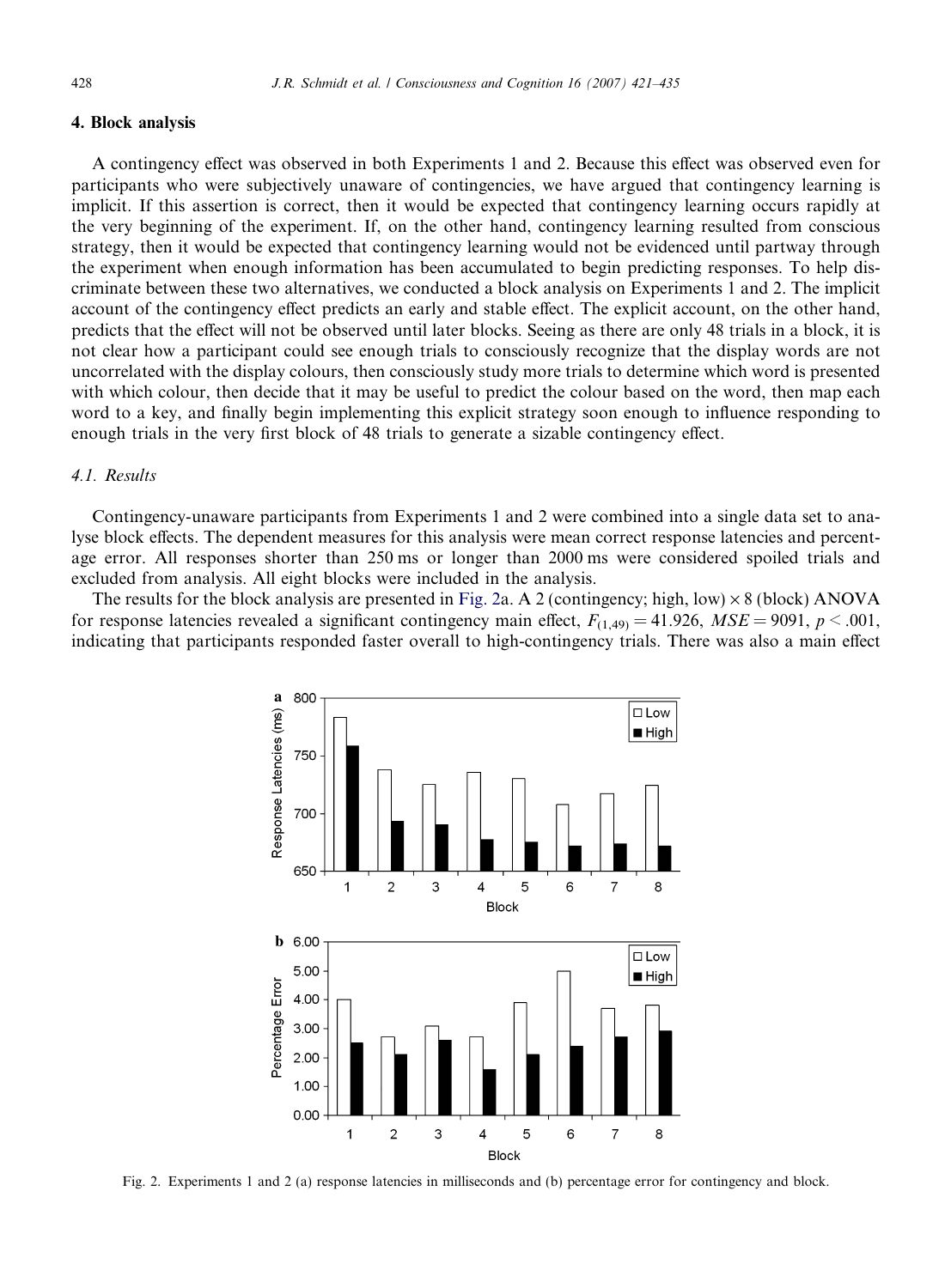## 4. Block analysis

A contingency effect was observed in both Experiments 1 and 2. Because this effect was observed even for participants who were subjectively unaware of contingencies, we have argued that contingency learning is implicit. If this assertion is correct, then it would be expected that contingency learning occurs rapidly at the very beginning of the experiment. If, on the other hand, contingency learning resulted from conscious strategy, then it would be expected that contingency learning would not be evidenced until partway through the experiment when enough information has been accumulated to begin predicting responses. To help discriminate between these two alternatives, we conducted a block analysis on Experiments 1 and 2. The implicit account of the contingency effect predicts an early and stable effect. The explicit account, on the other hand, predicts that the effect will not be observed until later blocks. Seeing as there are only 48 trials in a block, it is not clear how a participant could see enough trials to consciously recognize that the display words are not uncorrelated with the display colours, then consciously study more trials to determine which word is presented with which colour, then decide that it may be useful to predict the colour based on the word, then map each word to a key, and finally begin implementing this explicit strategy soon enough to influence responding to enough trials in the very first block of 48 trials to generate a sizable contingency effect.

### 4.1. Results

Contingency-unaware participants from Experiments 1 and 2 were combined into a single data set to analyse block effects. The dependent measures for this analysis were mean correct response latencies and percentage error. All responses shorter than 250 ms or longer than 2000 ms were considered spoiled trials and excluded from analysis. All eight blocks were included in the analysis.

The results for the block analysis are presented in Fig. 2a. A 2 (contingency; high, low) × 8 (block) ANOVA for response latencies revealed a significant contingency main effect, $F_{(1,49)} = 41.926$, $MSE = 9091$, $p < .001$, indicating that participants responded faster overall to high-contingency trials. There was also a main effect

Fig. 2. Experiments 1 and 2 (a) response latencies in milliseconds and (b) percentage error for contingency and block.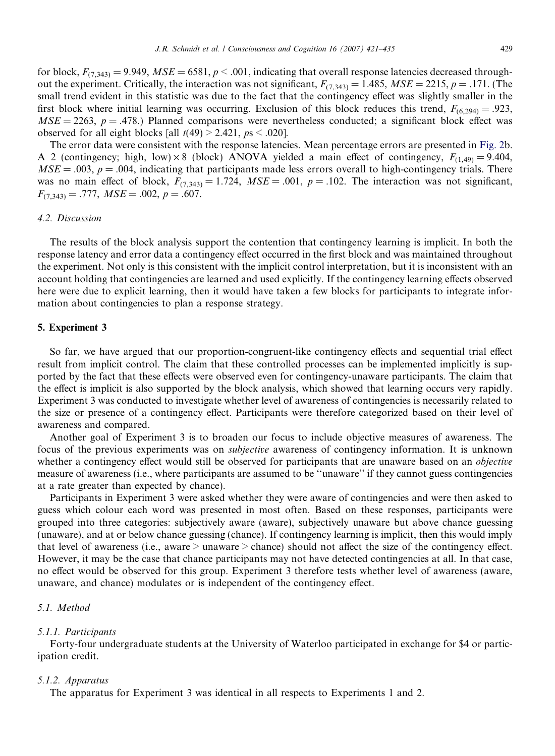for block, $F_{(7,343)} = 9.949$, $MSE = 6581$, $p < .001$, indicating that overall response latencies decreased throughout the experiment. Critically, the interaction was not significant, $F_{(7,343)} = 1.485$, $MSE = 2215$, $p = .171$. (The small trend evident in this statistic was due to the fact that the contingency effect was slightly smaller in the first block where initial learning was occurring. Exclusion of this block reduces this trend, $F_{(6,294)} = .923$, $MSE = 2263$, $p = .478$.) Planned comparisons were nevertheless conducted; a significant block effect was observed for all eight blocks [all $t(49) > 2.421$, $ps < .020$].

The error data were consistent with the response latencies. Mean percentage errors are presented in Fig. 2b. A 2 (contingency; high, low) × 8 (block) ANOVA yielded a main effect of contingency, $F_{(1,49)} = 9.404$, $MSE = .003$, $p = .004$, indicating that participants made less errors overall to high-contingency trials. There was no main effect of block, $F_{(7,343)} = 1.724$, $MSE = .001$, $p = .102$. The interaction was not significant, $F_{(7,343)} = .777$, $MSE = .002$, $p = .607$.

### 4.2. Discussion

The results of the block analysis support the contention that contingency learning is implicit. In both the response latency and error data a contingency effect occurred in the first block and was maintained throughout the experiment. Not only is this consistent with the implicit control interpretation, but it is inconsistent with an account holding that contingencies are learned and used explicitly. If the contingency learning effects observed here were due to explicit learning, then it would have taken a few blocks for participants to integrate information about contingencies to plan a response strategy.

## 5. Experiment 3

So far, we have argued that our proportion-congruent-like contingency effects and sequential trial effect result from implicit control. The claim that these controlled processes can be implemented implicitly is supported by the fact that these effects were observed even for contingency-unaware participants. The claim that the effect is implicit is also supported by the block analysis, which showed that learning occurs very rapidly. Experiment 3 was conducted to investigate whether level of awareness of contingencies is necessarily related to the size or presence of a contingency effect. Participants were therefore categorized based on their level of awareness and compared.

Another goal of Experiment 3 is to broaden our focus to include objective measures of awareness. The focus of the previous experiments was on *subjective* awareness of contingency information. It is unknown whether a contingency effect would still be observed for participants that are unaware based on an *objective* measure of awareness (i.e., where participants are assumed to be ''unaware'' if they cannot guess contingencies at a rate greater than expected by chance).

Participants in Experiment 3 were asked whether they were aware of contingencies and were then asked to guess which colour each word was presented in most often. Based on these responses, participants were grouped into three categories: subjectively aware (aware), subjectively unaware but above chance guessing (unaware), and at or below chance guessing (chance). If contingency learning is implicit, then this would imply that level of awareness (i.e., aware > unaware > chance) should not affect the size of the contingency effect. However, it may be the case that chance participants may not have detected contingencies at all. In that case, no effect would be observed for this group. Experiment 3 therefore tests whether level of awareness (aware, unaware, and chance) modulates or is independent of the contingency effect.

### 5.1. Method

#### 5.1.1. Participants

Forty-four undergraduate students at the University of Waterloo participated in exchange for $4 or participation credit.

#### 5.1.2. Apparatus

The apparatus for Experiment 3 was identical in all respects to Experiments 1 and 2.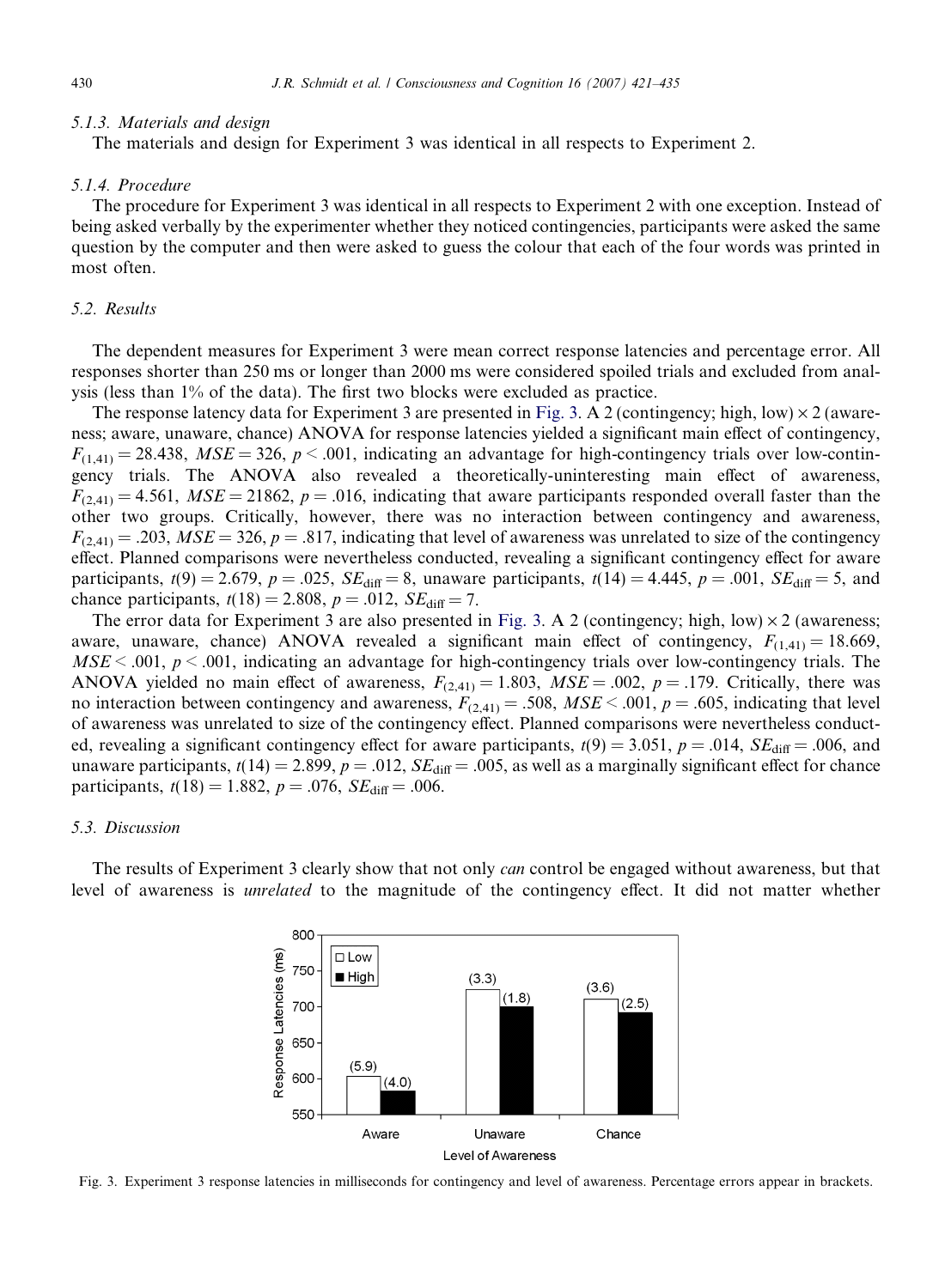### 5.1.3. Materials and design

The materials and design for Experiment 3 was identical in all respects to Experiment 2.

### 5.1.4. Procedure

The procedure for Experiment 3 was identical in all respects to Experiment 2 with one exception. Instead of being asked verbally by the experimenter whether they noticed contingencies, participants were asked the same question by the computer and then were asked to guess the colour that each of the four words was printed in most often.

## 5.2. Results

The dependent measures for Experiment 3 were mean correct response latencies and percentage error. All responses shorter than 250 ms or longer than 2000 ms were considered spoiled trials and excluded from analysis (less than 1% of the data). The first two blocks were excluded as practice.

The response latency data for Experiment 3 are presented in Fig. 3. A 2 (contingency; high, low) × 2 (awareness; aware, unaware, chance) ANOVA for response latencies yielded a significant main effect of contingency, $F_{(1,41)} = 28.438$, $MSE = 326$, $p < .001$, indicating an advantage for high-contingency trials over low-contingency trials. The ANOVA also revealed a theoretically-uninteresting main effect of awareness, $F_{(2,41)} = 4.561$, $MSE = 21862$, $p = .016$, indicating that aware participants responded overall faster than the other two groups. Critically, however, there was no interaction between contingency and awareness, $F_{(2,41)} = .203$, $MSE = 326$, $p = .817$, indicating that level of awareness was unrelated to size of the contingency effect. Planned comparisons were nevertheless conducted, revealing a significant contingency effect for aware participants, $t(9) = 2.679$, $p = .025$, $SE_{\text{diff}} = 8$, unaware participants, $t(14) = 4.445$, $p = .001$, $SE_{\text{diff}} = 5$, and chance participants, $t(18) = 2.808$, $p = .012$, $SE_{\text{diff}} = 7$.

The error data for Experiment 3 are also presented in Fig. 3. A 2 (contingency; high, low) × 2 (awareness; aware, unaware, chance) ANOVA revealed a significant main effect of contingency, $F_{(1,41)} = 18.669$, $MSE < .001$, $p < .001$, indicating an advantage for high-contingency trials over low-contingency trials. The ANOVA yielded no main effect of awareness, $F_{(2,41)} = 1.803$, $MSE = .002$, $p = .179$. Critically, there was no interaction between contingency and awareness, $F_{(2,41)} = .508$, $MSE < .001$, $p = .605$, indicating that level of awareness was unrelated to size of the contingency effect. Planned comparisons were nevertheless conducted, revealing a significant contingency effect for aware participants, $t(9) = 3.051$, $p = .014$, $SE_{\text{diff}} = .006$, and unaware participants, $t(14) = 2.899$, $p = .012$, $SE_{\text{diff}} = .005$, as well as a marginally significant effect for chance participants, $t(18) = 1.882$, $p = .076$, $SE_{\text{diff}} = .006$.

## 5.3. Discussion

The results of Experiment 3 clearly show that not only *can* control be engaged without awareness, but that level of awareness is *unrelated* to the magnitude of the contingency effect. It did not matter whether

Fig. 3. Experiment 3 response latencies in milliseconds for contingency and level of awareness. Percentage errors appear in brackets.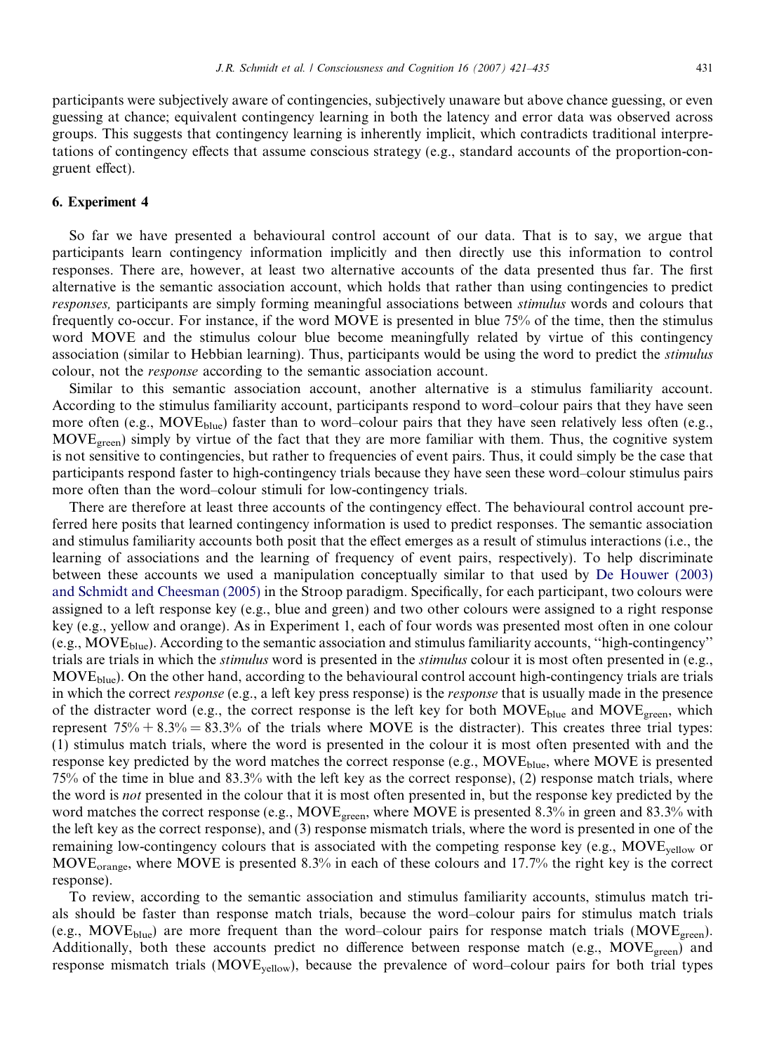participants were subjectively aware of contingencies, subjectively unaware but above chance guessing, or even guessing at chance; equivalent contingency learning in both the latency and error data was observed across groups. This suggests that contingency learning is inherently implicit, which contradicts traditional interpretations of contingency effects that assume conscious strategy (e.g., standard accounts of the proportion-congruent effect).

## 6. Experiment 4

So far we have presented a behavioural control account of our data. That is to say, we argue that participants learn contingency information implicitly and then directly use this information to control responses. There are, however, at least two alternative accounts of the data presented thus far. The first alternative is the semantic association account, which holds that rather than using contingencies to predict *responses,* participants are simply forming meaningful associations between *stimulus* words and colours that frequently co-occur. For instance, if the word MOVE is presented in blue 75% of the time, then the stimulus word MOVE and the stimulus colour blue become meaningfully related by virtue of this contingency association (similar to Hebbian learning). Thus, participants would be using the word to predict the *stimulus* colour, not the *response* according to the semantic association account.

Similar to this semantic association account, another alternative is a stimulus familiarity account. According to the stimulus familiarity account, participants respond to word–colour pairs that they have seen more often (e.g., $\text{MOVE}_{\text{blue}}$) faster than to word–colour pairs that they have seen relatively less often (e.g., $\text{MOVE}_{\text{green}}$) simply by virtue of the fact that they are more familiar with them. Thus, the cognitive system is not sensitive to contingencies, but rather to frequencies of event pairs. Thus, it could simply be the case that participants respond faster to high-contingency trials because they have seen these word–colour stimulus pairs more often than the word–colour stimuli for low-contingency trials.

There are therefore at least three accounts of the contingency effect. The behavioural control account preferred here posits that learned contingency information is used to predict responses. The semantic association and stimulus familiarity accounts both posit that the effect emerges as a result of stimulus interactions (i.e., the learning of associations and the learning of frequency of event pairs, respectively). To help discriminate between these accounts we used a manipulation conceptually similar to that used by De Houwer (2003) and Schmidt and Cheesman (2005) in the Stroop paradigm. Specifically, for each participant, two colours were assigned to a left response key (e.g., blue and green) and two other colours were assigned to a right response key (e.g., yellow and orange). As in Experiment 1, each of four words was presented most often in one colour (e.g., $\text{MOVE}_{\text{blue}}$). According to the semantic association and stimulus familiarity accounts, "high-contingency" trials are trials in which the *stimulus* word is presented in the *stimulus* colour it is most often presented in (e.g., $\text{MOVE}_{\text{blue}}$). On the other hand, according to the behavioural control account high-contingency trials are trials in which the correct *response* (e.g., a left key press response) is the *response* that is usually made in the presence of the distracter word (e.g., the correct response is the left key for both $\text{MOVE}_{\text{blue}}$ and $\text{MOVE}_{\text{green}}$, which represent $75\% + 8.3\% = 83.3\%$ of the trials where MOVE is the distracter). This creates three trial types: (1) stimulus match trials, where the word is presented in the colour it is most often presented with and the response key predicted by the word matches the correct response (e.g., $\text{MOVE}_{\text{blue}}$, where MOVE is presented 75% of the time in blue and 83.3% with the left key as the correct response), (2) response match trials, where the word is *not* presented in the colour that it is most often presented in, but the response key predicted by the word matches the correct response (e.g., $\text{MOVE}_{\text{green}}$, where MOVE is presented 8.3% in green and 83.3% with the left key as the correct response), and (3) response mismatch trials, where the word is presented in one of the remaining low-contingency colours that is associated with the competing response key (e.g., $\text{MOVE}_{\text{yellow}}$ or $\text{MOVE}_{\text{orange}}$, where MOVE is presented 8.3% in each of these colours and 17.7% the right key is the correct response).

To review, according to the semantic association and stimulus familiarity accounts, stimulus match trials should be faster than response match trials, because the word–colour pairs for stimulus match trials (e.g., $\text{MOVE}_{\text{blue}}$) are more frequent than the word–colour pairs for response match trials ($\text{MOVE}_{\text{green}}$). Additionally, both these accounts predict no difference between response match (e.g., $\text{MOVE}_{\text{green}}$) and response mismatch trials ($\text{MOVE}_{\text{yellow}}$), because the prevalence of word–colour pairs for both trial types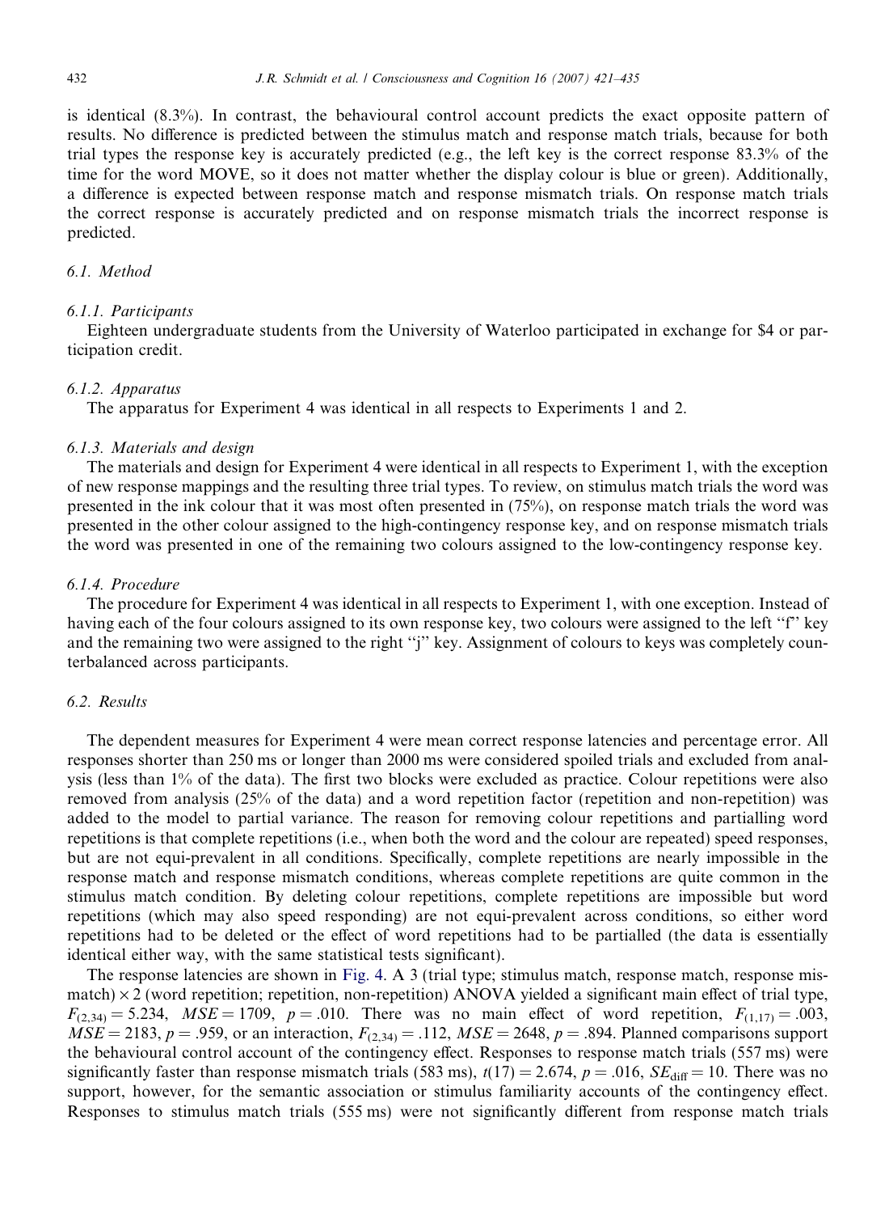is identical (8.3%). In contrast, the behavioural control account predicts the exact opposite pattern of results. No difference is predicted between the stimulus match and response match trials, because for both trial types the response key is accurately predicted (e.g., the left key is the correct response 83.3% of the time for the word MOVE, so it does not matter whether the display colour is blue or green). Additionally, a difference is expected between response match and response mismatch trials. On response match trials the correct response is accurately predicted and on response mismatch trials the incorrect response is predicted.

### 6.1. Method

#### 6.1.1. Participants

Eighteen undergraduate students from the University of Waterloo participated in exchange for $4 or participation credit.

#### 6.1.2. Apparatus

The apparatus for Experiment 4 was identical in all respects to Experiments 1 and 2.

#### 6.1.3. Materials and design

The materials and design for Experiment 4 were identical in all respects to Experiment 1, with the exception of new response mappings and the resulting three trial types. To review, on stimulus match trials the word was presented in the ink colour that it was most often presented in (75%), on response match trials the word was presented in the other colour assigned to the high-contingency response key, and on response mismatch trials the word was presented in one of the remaining two colours assigned to the low-contingency response key.

#### 6.1.4. Procedure

The procedure for Experiment 4 was identical in all respects to Experiment 1, with one exception. Instead of having each of the four colours assigned to its own response key, two colours were assigned to the left "f" key and the remaining two were assigned to the right "j" key. Assignment of colours to keys was completely counterbalanced across participants.

### 6.2. Results

The dependent measures for Experiment 4 were mean correct response latencies and percentage error. All responses shorter than 250 ms or longer than 2000 ms were considered spoiled trials and excluded from analysis (less than 1% of the data). The first two blocks were excluded as practice. Colour repetitions were also removed from analysis (25% of the data) and a word repetition factor (repetition and non-repetition) was added to the model to partial variance. The reason for removing colour repetitions and partialling word repetitions is that complete repetitions (i.e., when both the word and the colour are repeated) speed responses, but are not equi-prevalent in all conditions. Specifically, complete repetitions are nearly impossible in the response match and response mismatch conditions, whereas complete repetitions are quite common in the stimulus match condition. By deleting colour repetitions, complete repetitions are impossible but word repetitions (which may also speed responding) are not equi-prevalent across conditions, so either word repetitions had to be deleted or the effect of word repetitions had to be partialled (the data is essentially identical either way, with the same statistical tests significant).

The response latencies are shown in Fig. 4. A 3 (trial type; stimulus match, response match, response mismatch) × 2 (word repetition; repetition, non-repetition) ANOVA yielded a significant main effect of trial type, $F_{(2,34)} = 5.234$, $MSE = 1709$, $p = .010$. There was no main effect of word repetition, $F_{(1,17)} = .003$, $MSE = 2183$, $p = .959$, or an interaction, $F_{(2,34)} = .112$, $MSE = 2648$, $p = .894$. Planned comparisons support the behavioural control account of the contingency effect. Responses to response match trials (557 ms) were significantly faster than response mismatch trials (583 ms), $t(17) = 2.674$, $p = .016$, $SE_{\text{diff}} = 10$. There was no support, however, for the semantic association or stimulus familiarity accounts of the contingency effect. Responses to stimulus match trials (555 ms) were not significantly different from response match trials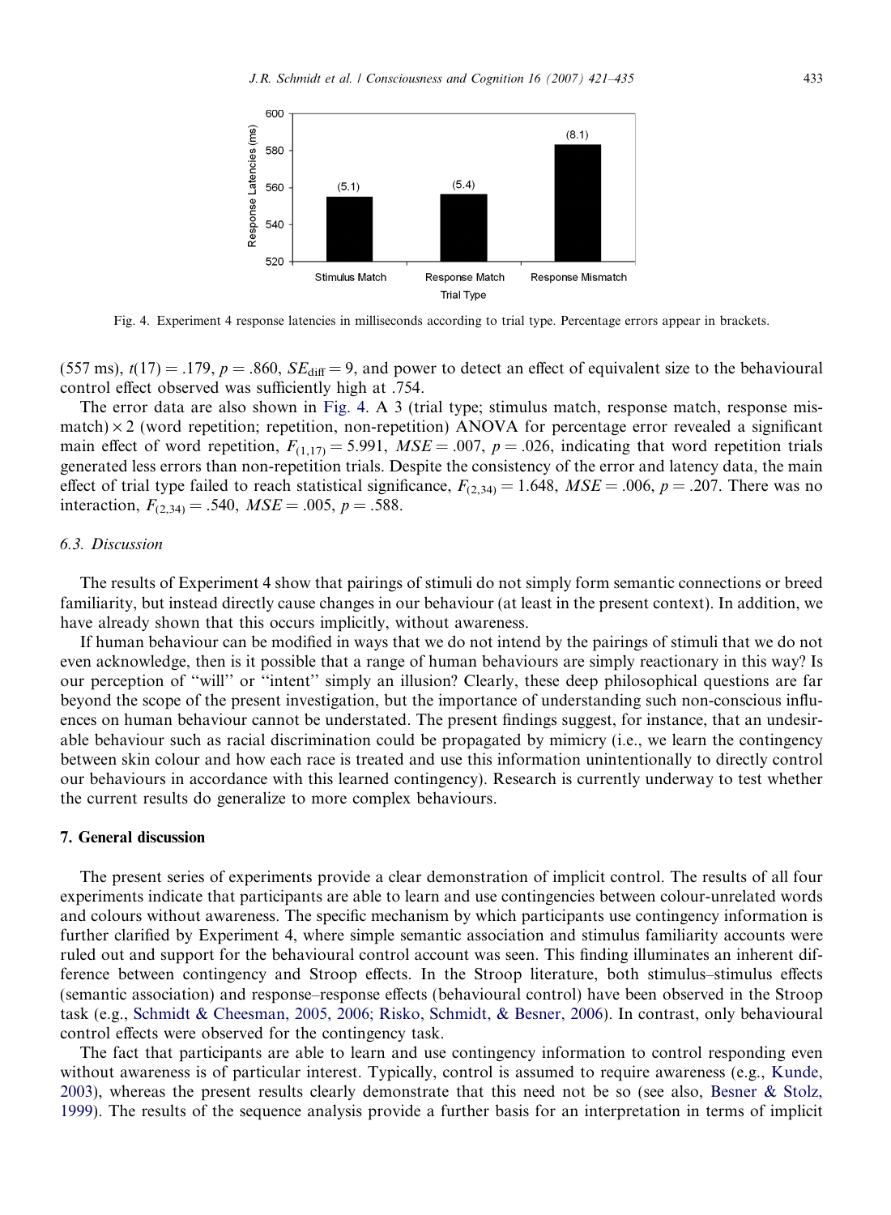600
580
560
540
520
Response Latencies (ms)
(5.1)
(5.4)
(8.1)
Stimulus Match
Response Match
Response Mismatch
Trial Type

Fig. 4. Experiment 4 response latencies in milliseconds according to trial type. Percentage errors appear in brackets.

(557 ms), $t(17) = .179$, $p = .860$, $SE_{\text{diff}} = 9$, and power to detect an effect of equivalent size to the behavioural control effect observed was sufficiently high at .754.

The error data are also shown in Fig. 4. A 3 (trial type; stimulus match, response match, response mismatch) × 2 (word repetition; repetition, non-repetition) ANOVA for percentage error revealed a significant main effect of word repetition, $F_{(1,17)} = 5.991$, $MSE = .007$, $p = .026$, indicating that word repetition trials generated less errors than non-repetition trials. Despite the consistency of the error and latency data, the main effect of trial type failed to reach statistical significance, $F_{(2,34)} = 1.648$, $MSE = .006$, $p = .207$. There was no interaction, $F_{(2,34)} = .540$, $MSE = .005$, $p = .588$.

### 6.3. Discussion

The results of Experiment 4 show that pairings of stimuli do not simply form semantic connections or breed familiarity, but instead directly cause changes in our behaviour (at least in the present context). In addition, we have already shown that this occurs implicitly, without awareness.

If human behaviour can be modified in ways that we do not intend by the pairings of stimuli that we do not even acknowledge, then is it possible that a range of human behaviours are simply reactionary in this way? Is our perception of "will" or "intent" simply an illusion? Clearly, these deep philosophical questions are far beyond the scope of the present investigation, but the importance of understanding such non-conscious influences on human behaviour cannot be understated. The present findings suggest, for instance, that an undesirable behaviour such as racial discrimination could be propagated by mimicry (i.e., we learn the contingency between skin colour and how each race is treated and use this information unintentionally to directly control our behaviours in accordance with this learned contingency). Research is currently underway to test whether the current results do generalize to more complex behaviours.

## 7. General discussion

The present series of experiments provide a clear demonstration of implicit control. The results of all four experiments indicate that participants are able to learn and use contingencies between colour-unrelated words and colours without awareness. The specific mechanism by which participants use contingency information is further clarified by Experiment 4, where simple semantic association and stimulus familiarity accounts were ruled out and support for the behavioural control account was seen. This finding illuminates an inherent difference between contingency and Stroop effects. In the Stroop literature, both stimulus–stimulus effects (semantic association) and response–response effects (behavioural control) have been observed in the Stroop task (e.g., Schmidt & Cheesman, 2005, 2006; Risko, Schmidt, & Besner, 2006). In contrast, only behavioural control effects were observed for the contingency task.

The fact that participants are able to learn and use contingency information to control responding even without awareness is of particular interest. Typically, control is assumed to require awareness (e.g., Kunde, 2003), whereas the present results clearly demonstrate that this need not be so (see also, Besner & Stolz, 1999). The results of the sequence analysis provide a further basis for an interpretation in terms of implicit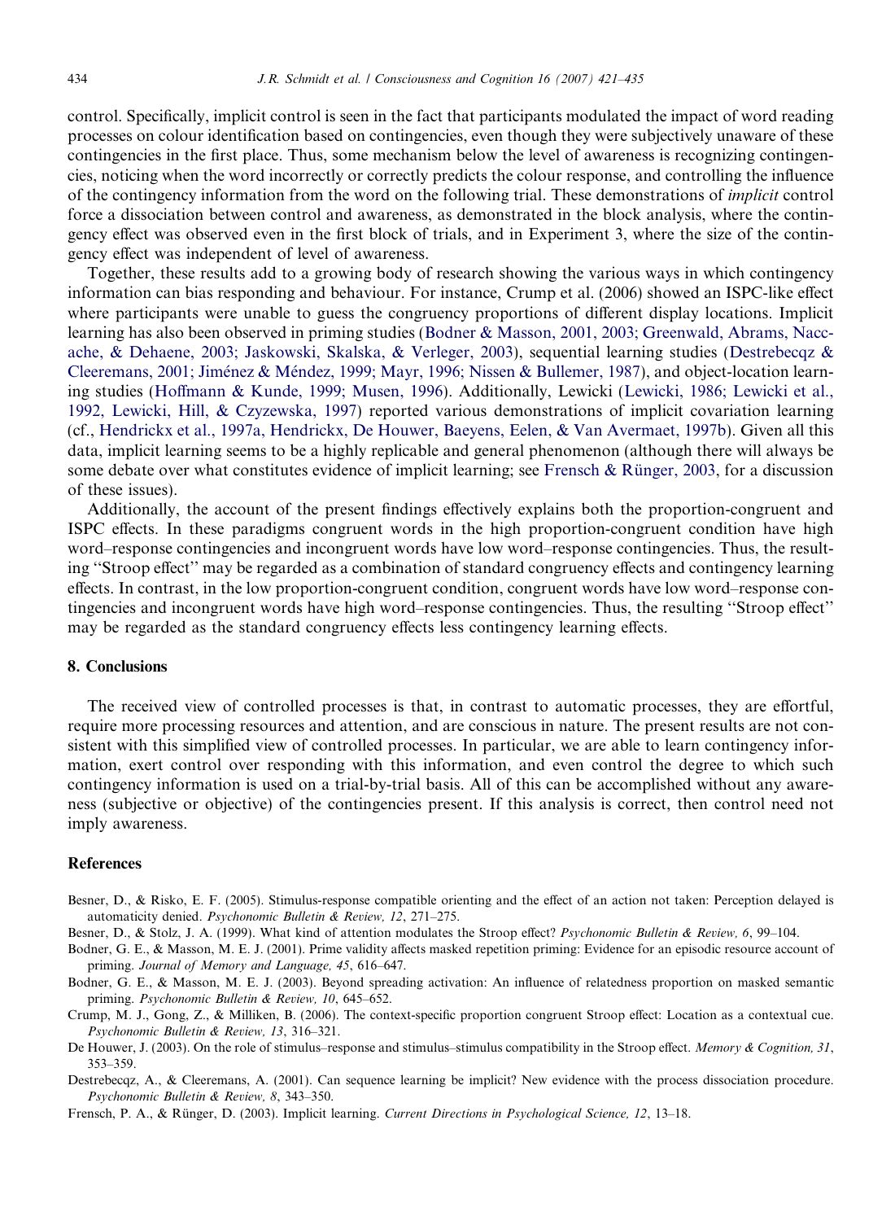control. Specifically, implicit control is seen in the fact that participants modulated the impact of word reading processes on colour identification based on contingencies, even though they were subjectively unaware of these contingencies in the first place. Thus, some mechanism below the level of awareness is recognizing contingencies, noticing when the word incorrectly or correctly predicts the colour response, and controlling the influence of the contingency information from the word on the following trial. These demonstrations of *implicit* control force a dissociation between control and awareness, as demonstrated in the block analysis, where the contingency effect was observed even in the first block of trials, and in Experiment 3, where the size of the contingency effect was independent of level of awareness.

Together, these results add to a growing body of research showing the various ways in which contingency information can bias responding and behaviour. For instance, Crump et al. (2006) showed an ISPC-like effect where participants were unable to guess the congruency proportions of different display locations. Implicit learning has also been observed in priming studies (Bodner & Masson, 2001, 2003; Greenwald, Abrams, Naccache, & Dehaene, 2003; Jaskowski, Skalska, & Verleger, 2003), sequential learning studies (Destrebecqz & Cleeremans, 2001; Jiménez & Méndez, 1999; Mayr, 1996; Nissen & Bullemer, 1987), and object-location learning studies (Hoffmann & Kunde, 1999; Musen, 1996). Additionally, Lewicki (Lewicki, 1986; Lewicki et al., 1992, Lewicki, Hill, & Czyzewska, 1997) reported various demonstrations of implicit covariation learning (cf., Hendrickx et al., 1997a, Hendrickx, De Houwer, Baeyens, Eelen, & Van Avermaet, 1997b). Given all this data, implicit learning seems to be a highly replicable and general phenomenon (although there will always be some debate over what constitutes evidence of implicit learning; see Frensch & Rünger, 2003, for a discussion of these issues).

Additionally, the account of the present findings effectively explains both the proportion-congruent and ISPC effects. In these paradigms congruent words in the high proportion-congruent condition have high word–response contingencies and incongruent words have low word–response contingencies. Thus, the resulting "Stroop effect" may be regarded as a combination of standard congruency effects and contingency learning effects. In contrast, in the low proportion-congruent condition, congruent words have low word–response contingencies and incongruent words have high word–response contingencies. Thus, the resulting "Stroop effect" may be regarded as the standard congruency effects less contingency learning effects.

## 8. Conclusions

The received view of controlled processes is that, in contrast to automatic processes, they are effortful, require more processing resources and attention, and are conscious in nature. The present results are not consistent with this simplified view of controlled processes. In particular, we are able to learn contingency information, exert control over responding with this information, and even control the degree to which such contingency information is used on a trial-by-trial basis. All of this can be accomplished without any awareness (subjective or objective) of the contingencies present. If this analysis is correct, then control need not imply awareness.

## References

Besner, D., & Risko, E. F. (2005). Stimulus-response compatible orienting and the effect of an action not taken: Perception delayed is automaticity denied. *Psychonomic Bulletin & Review, 12*, 271–275.

Besner, D., & Stolz, J. A. (1999). What kind of attention modulates the Stroop effect? *Psychonomic Bulletin & Review, 6*, 99–104.

Bodner, G. E., & Masson, M. E. J. (2001). Prime validity affects masked repetition priming: Evidence for an episodic resource account of priming. *Journal of Memory and Language, 45*, 616–647.

Bodner, G. E., & Masson, M. E. J. (2003). Beyond spreading activation: An influence of relatedness proportion on masked semantic priming. *Psychonomic Bulletin & Review, 10*, 645–652.

Crump, M. J., Gong, Z., & Milliken, B. (2006). The context-specific proportion congruent Stroop effect: Location as a contextual cue. *Psychonomic Bulletin & Review, 13*, 316–321.

De Houwer, J. (2003). On the role of stimulus–response and stimulus–stimulus compatibility in the Stroop effect. *Memory & Cognition, 31*, 353–359.

Destrebecqz, A., & Cleeremans, A. (2001). Can sequence learning be implicit? New evidence with the process dissociation procedure. *Psychonomic Bulletin & Review, 8*, 343–350.

Frensch, P. A., & Rünger, D. (2003). Implicit learning. *Current Directions in Psychological Science, 12*, 13–18.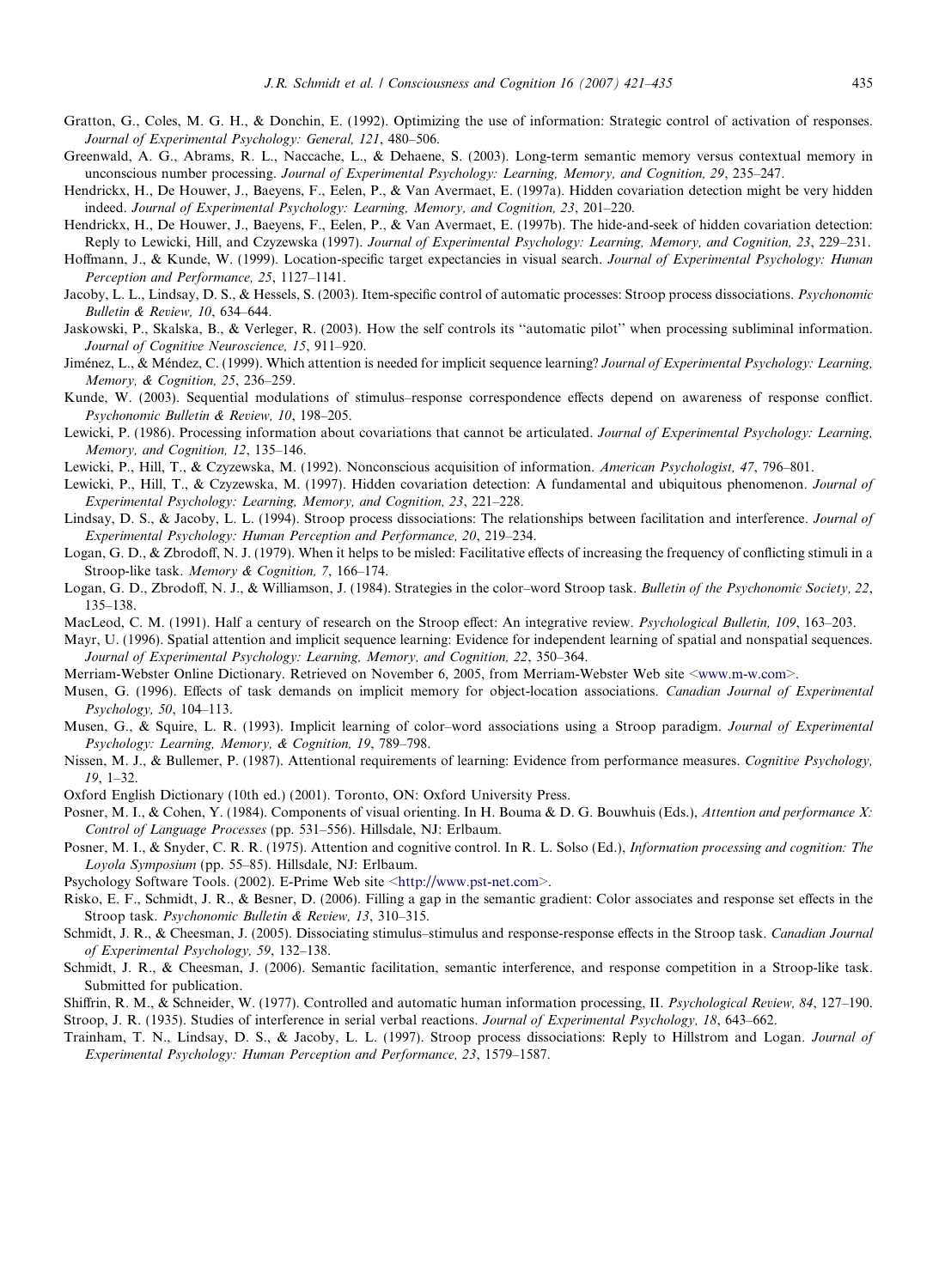Gratton, G., Coles, M. G. H., & Donchin, E. (1992). Optimizing the use of information: Strategic control of activation of responses. *Journal of Experimental Psychology: General, 121*, 480–506.

Greenwald, A. G., Abrams, R. L., Naccache, L., & Dehaene, S. (2003). Long-term semantic memory versus contextual memory in unconscious number processing. *Journal of Experimental Psychology: Learning, Memory, and Cognition, 29*, 235–247.

Hendrickx, H., De Houwer, J., Baeyens, F., Eelen, P., & Van Avermaet, E. (1997a). Hidden covariation detection might be very hidden indeed. *Journal of Experimental Psychology: Learning, Memory, and Cognition, 23*, 201–220.

Hendrickx, H., De Houwer, J., Baeyens, F., Eelen, P., & Van Avermaet, E. (1997b). The hide-and-seek of hidden covariation detection: Reply to Lewicki, Hill, and Czyzewska (1997). *Journal of Experimental Psychology: Learning, Memory, and Cognition, 23*, 229–231.

Hoffmann, J., & Kunde, W. (1999). Location-specific target expectancies in visual search. *Journal of Experimental Psychology: Human Perception and Performance, 25*, 1127–1141.

Jacoby, L. L., Lindsay, D. S., & Hessels, S. (2003). Item-specific control of automatic processes: Stroop process dissociations. *Psychonomic Bulletin & Review, 10*, 634–644.

Jaskowski, P., Skalska, B., & Verleger, R. (2003). How the self controls its ''automatic pilot'' when processing subliminal information. *Journal of Cognitive Neuroscience, 15*, 911–920.

Jiménez, L., & Méndez, C. (1999). Which attention is needed for implicit sequence learning? *Journal of Experimental Psychology: Learning, Memory, & Cognition, 25*, 236–259.

Kunde, W. (2003). Sequential modulations of stimulus–response correspondence effects depend on awareness of response conflict. *Psychonomic Bulletin & Review, 10*, 198–205.

Lewicki, P. (1986). Processing information about covariations that cannot be articulated. *Journal of Experimental Psychology: Learning, Memory, and Cognition, 12*, 135–146.

Lewicki, P., Hill, T., & Czyzewska, M. (1992). Nonconscious acquisition of information. *American Psychologist, 47*, 796–801.

Lewicki, P., Hill, T., & Czyzewska, M. (1997). Hidden covariation detection: A fundamental and ubiquitous phenomenon. *Journal of Experimental Psychology: Learning, Memory, and Cognition, 23*, 221–228.

Lindsay, D. S., & Jacoby, L. L. (1994). Stroop process dissociations: The relationships between facilitation and interference. *Journal of Experimental Psychology: Human Perception and Performance, 20*, 219–234.

Logan, G. D., & Zbrodoff, N. J. (1979). When it helps to be misled: Facilitative effects of increasing the frequency of conflicting stimuli in a Stroop-like task. *Memory & Cognition, 7*, 166–174.

Logan, G. D., Zbrodoff, N. J., & Williamson, J. (1984). Strategies in the color–word Stroop task. *Bulletin of the Psychonomic Society, 22*, 135–138.

MacLeod, C. M. (1991). Half a century of research on the Stroop effect: An integrative review. *Psychological Bulletin, 109*, 163–203.

Mayr, U. (1996). Spatial attention and implicit sequence learning: Evidence for independent learning of spatial and nonspatial sequences. *Journal of Experimental Psychology: Learning, Memory, and Cognition, 22*, 350–364.

Merriam-Webster Online Dictionary. Retrieved on November 6, 2005, from Merriam-Webster Web site <www.m-w.com>.

Musen, G. (1996). Effects of task demands on implicit memory for object-location associations. *Canadian Journal of Experimental Psychology, 50*, 104–113.

Musen, G., & Squire, L. R. (1993). Implicit learning of color–word associations using a Stroop paradigm. *Journal of Experimental Psychology: Learning, Memory, & Cognition, 19*, 789–798.

Nissen, M. J., & Bullemer, P. (1987). Attentional requirements of learning: Evidence from performance measures. *Cognitive Psychology, 19*, 1–32.

Oxford English Dictionary (10th ed.) (2001). Toronto, ON: Oxford University Press.

Posner, M. I., & Cohen, Y. (1984). Components of visual orienting. In H. Bouma & D. G. Bouwhuis (Eds.), *Attention and performance X: Control of Language Processes* (pp. 531–556). Hillsdale, NJ: Erlbaum.

Posner, M. I., & Snyder, C. R. R. (1975). Attention and cognitive control. In R. L. Solso (Ed.), *Information processing and cognition: The Loyola Symposium* (pp. 55–85). Hillsdale, NJ: Erlbaum.

Psychology Software Tools. (2002). E-Prime Web site <http://www.pst-net.com>.

Risko, E. F., Schmidt, J. R., & Besner, D. (2006). Filling a gap in the semantic gradient: Color associates and response set effects in the Stroop task. *Psychonomic Bulletin & Review, 13*, 310–315.

Schmidt, J. R., & Cheesman, J. (2005). Dissociating stimulus–stimulus and response-response effects in the Stroop task. *Canadian Journal of Experimental Psychology, 59*, 132–138.

Schmidt, J. R., & Cheesman, J. (2006). Semantic facilitation, semantic interference, and response competition in a Stroop-like task. Submitted for publication.

Shiffrin, R. M., & Schneider, W. (1977). Controlled and automatic human information processing, II. *Psychological Review, 84*, 127–190.

Stroop, J. R. (1935). Studies of interference in serial verbal reactions. *Journal of Experimental Psychology, 18*, 643–662.

Trainham, T. N., Lindsay, D. S., & Jacoby, L. L. (1997). Stroop process dissociations: Reply to Hillstrom and Logan. *Journal of Experimental Psychology: Human Perception and Performance, 23*, 1579–1587.